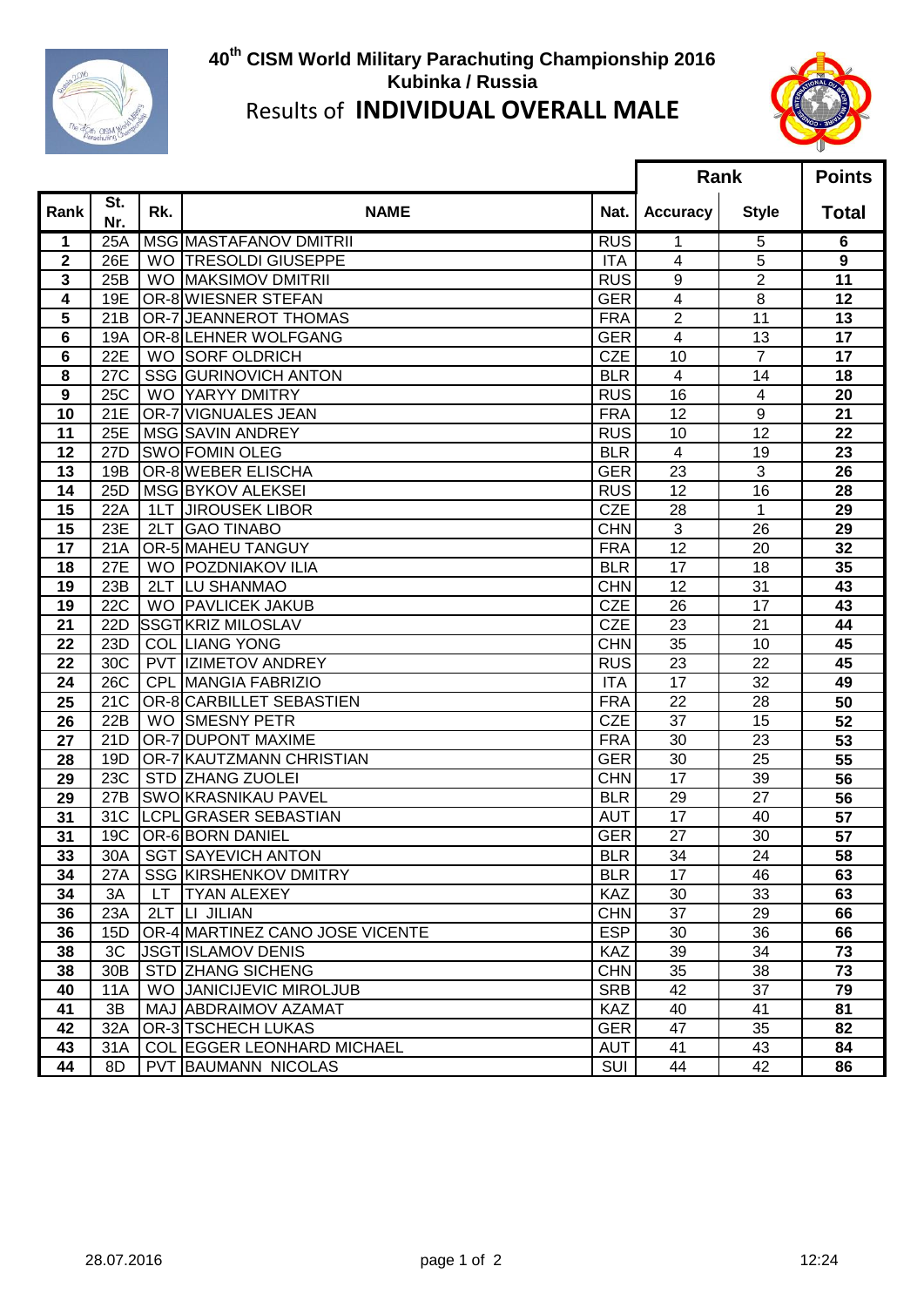# 40th CISM World Military Parachuting Championship 2016

## Kubinka / Russia

## Results of **INDIVIDUAL OVERALL MALE**

| Rank | St. Nr. | Rk. | NAME | Nat. | Rank | | Points |
|---|---|---|---|---|---|---|---|
| | | | | | Accuracy | Style | Total |
| 1 | 25A | MSG | MASTAFANOV DMITRII | RUS | 1 | 5 | 6 |
| 2 | 26E | WO | TRESOLDI GIUSEPPE | ITA | 4 | 5 | 9 |
| 3 | 25B | WO | MAKSIMOV DMITRII | RUS | 9 | 2 | 11 |
| 4 | 19E | OR-8 | WIESNER STEFAN | GER | 4 | 8 | 12 |
| 5 | 21B | OR-7 | JEANNEROT THOMAS | FRA | 2 | 11 | 13 |
| 6 | 19A | OR-8 | LEHNER WOLFGANG | GER | 4 | 13 | 17 |
| 6 | 22E | WO | SORF OLDRICH | CZE | 10 | 7 | 17 |
| 8 | 27C | SSG | GURINOVICH ANTON | BLR | 4 | 14 | 18 |
| 9 | 25C | WO | YARYY DMITRY | RUS | 16 | 4 | 20 |
| 10 | 21E | OR-7 | VIGNUALES JEAN | FRA | 12 | 9 | 21 |
| 11 | 25E | MSG | SAVIN ANDREY | RUS | 10 | 12 | 22 |
| 12 | 27D | SWO | FOMIN OLEG | BLR | 4 | 19 | 23 |
| 13 | 19B | OR-8 | WEBER ELISCHA | GER | 23 | 3 | 26 |
| 14 | 25D | MSG | BYKOV ALEKSEI | RUS | 12 | 16 | 28 |
| 15 | 22A | 1LT | JIROUSEK LIBOR | CZE | 28 | 1 | 29 |
| 15 | 23E | 2LT | GAO TINABO | CHN | 3 | 26 | 29 |
| 17 | 21A | OR-5 | MAHEU TANGUY | FRA | 12 | 20 | 32 |
| 18 | 27E | WO | POZDNIAKOV ILIA | BLR | 17 | 18 | 35 |
| 19 | 23B | 2LT | LU SHANMAO | CHN | 12 | 31 | 43 |
| 19 | 22C | WO | PAVLICEK JAKUB | CZE | 26 | 17 | 43 |
| 21 | 22D | SSGT | KRIZ MILOSLAV | CZE | 23 | 21 | 44 |
| 22 | 23D | COL | LIANG YONG | CHN | 35 | 10 | 45 |
| 22 | 30C | PVT | IZIMETOV ANDREY | RUS | 23 | 22 | 45 |
| 24 | 26C | CPL | MANGIA FABRIZIO | ITA | 17 | 32 | 49 |
| 25 | 21C | OR-8 | CARBILLET SEBASTIEN | FRA | 22 | 28 | 50 |
| 26 | 22B | WO | SMESNY PETR | CZE | 37 | 15 | 52 |
| 27 | 21D | OR-7 | DUPONT MAXIME | FRA | 30 | 23 | 53 |
| 28 | 19D | OR-7 | KAUTZMANN CHRISTIAN | GER | 30 | 25 | 55 |
| 29 | 23C | STD | ZHANG ZUOLEI | CHN | 17 | 39 | 56 |
| 29 | 27B | SWO | KRASNIKAU PAVEL | BLR | 29 | 27 | 56 |
| 31 | 31C | LCPL | GRASER SEBASTIAN | AUT | 17 | 40 | 57 |
| 31 | 19C | OR-6 | BORN DANIEL | GER | 27 | 30 | 57 |
| 33 | 30A | SGT | SAYEVICH ANTON | BLR | 34 | 24 | 58 |
| 34 | 27A | SSG | KIRSHENKOV DMITRY | BLR | 17 | 46 | 63 |
| 34 | 3A | LT | TYAN ALEXEY | KAZ | 30 | 33 | 63 |
| 36 | 23A | 2LT | LI JILIAN | CHN | 37 | 29 | 66 |
| 36 | 15D | OR-4 | MARTINEZ CANO JOSE VICENTE | ESP | 30 | 36 | 66 |
| 38 | 3C | JSGT | ISLAMOV DENIS | KAZ | 39 | 34 | 73 |
| 38 | 30B | STD | ZHANG SICHENG | CHN | 35 | 38 | 73 |
| 40 | 11A | WO | JANICIJEVIC MIROLJUB | SRB | 42 | 37 | 79 |
| 41 | 3B | MAJ | ABDRAIMOV AZAMAT | KAZ | 40 | 41 | 81 |
| 42 | 32A | OR-3 | TSCHECH LUKAS | GER | 47 | 35 | 82 |
| 43 | 31A | COL | EGGER LEONHARD MICHAEL | AUT | 41 | 43 | 84 |
| 44 | 8D | PVT | BAUMANN NICOLAS | SUI | 44 | 42 | 86 |

28.07.2016 12:24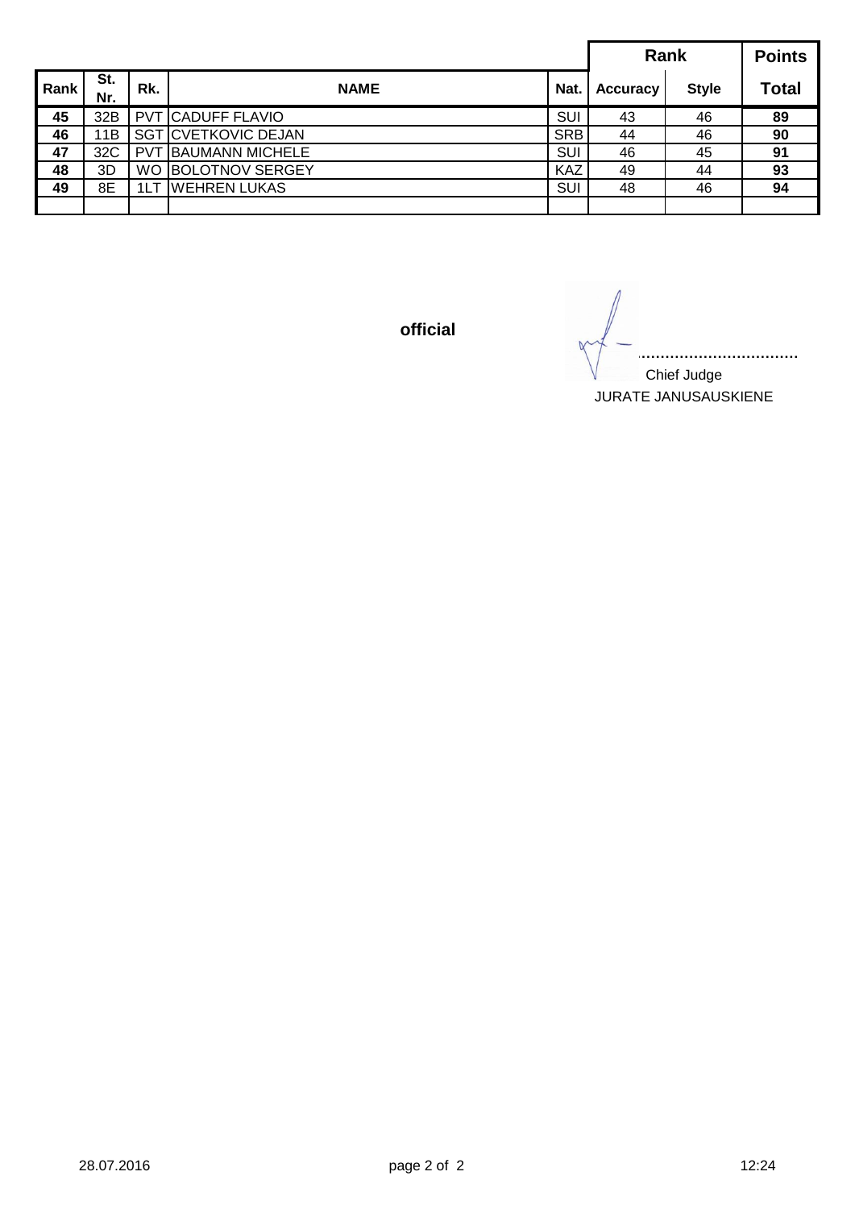| | | | | | Rank | | Points |
|---|---|---|---|---|---|---|---|
| Rank | St. Nr. | Rk. | NAME | Nat. | Accuracy | Style | Total |
| **45** | 32B | PVT | CADUFF FLAVIO | SUI | 43 | 46 | **89** |
| **46** | 11B | SGT | CVETKOVIC DEJAN | SRB | 44 | 46 | **90** |
| **47** | 32C | PVT | BAUMANN MICHELE | SUI | 46 | 45 | **91** |
| **48** | 3D | WO | BOLOTNOV SERGEY | KAZ | 49 | 44 | **93** |
| **49** | 8E | 1LT | WEHREN LUKAS | SUI | 48 | 46 | **94** |
| | | | | | | | |

**official**

....................................

Chief Judge

JURATE JANUSAUSKIENE

28.07.2016

12:24